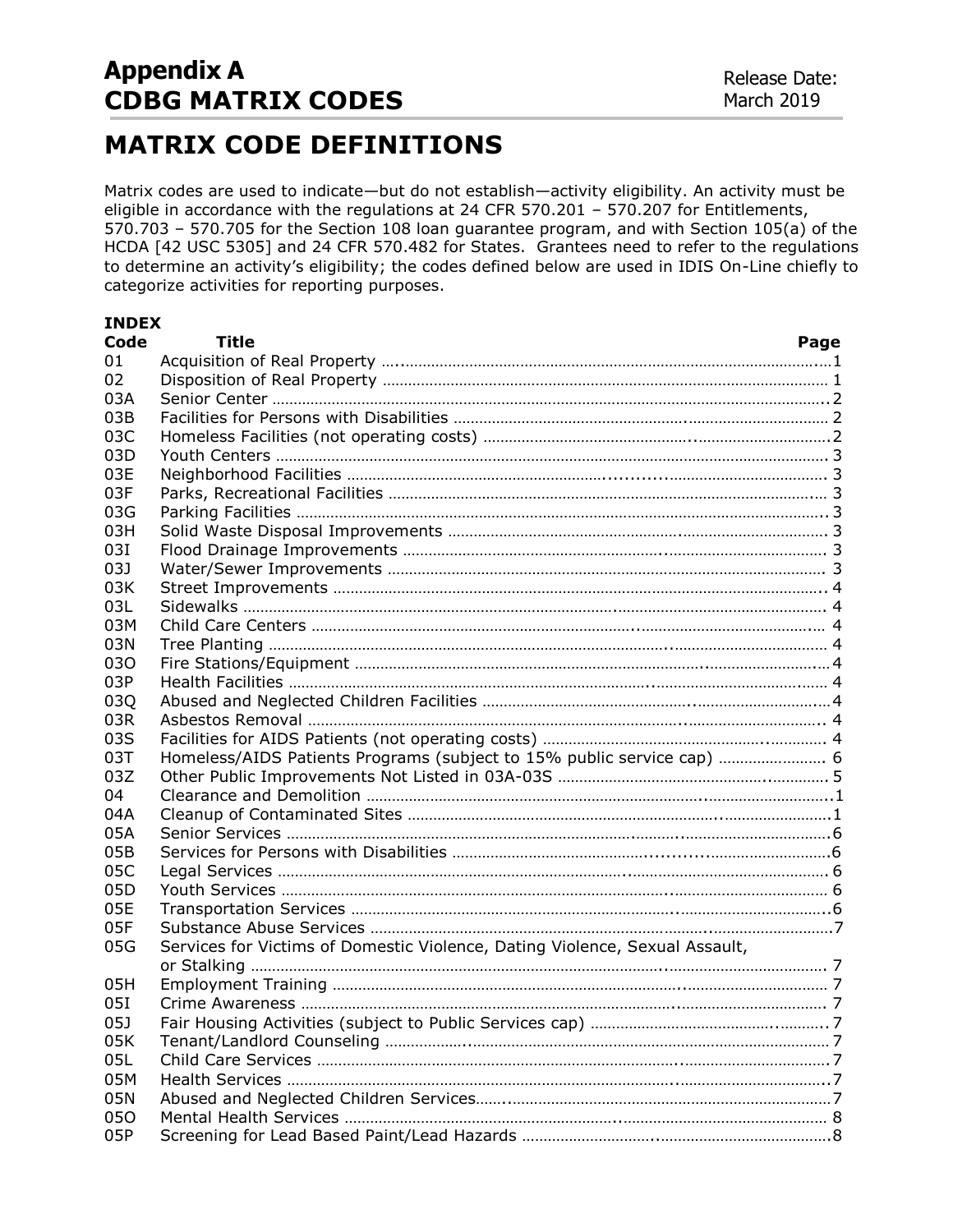# Appendix A
# CDBG MATRIX CODES

Release Date:
March 2019

## MATRIX CODE DEFINITIONS

Matrix codes are used to indicate—but do not establish—activity eligibility. An activity must be eligible in accordance with the regulations at 24 CFR 570.201 – 570.207 for Entitlements, 570.703 – 570.705 for the Section 108 loan guarantee program, and with Section 105(a) of the HCDA [42 USC 5305] and 24 CFR 570.482 for States. Grantees need to refer to the regulations to determine an activity's eligibility; the codes defined below are used in IDIS On-Line chiefly to categorize activities for reporting purposes.

### INDEX

| Code | Title | Page |
|---|---|---|
| 01 | Acquisition of Real Property | 1 |
| 02 | Disposition of Real Property | 1 |
| 03A | Senior Center | 2 |
| 03B | Facilities for Persons with Disabilities | 2 |
| 03C | Homeless Facilities (not operating costs) | 2 |
| 03D | Youth Centers | 3 |
| 03E | Neighborhood Facilities | 3 |
| 03F | Parks, Recreational Facilities | 3 |
| 03G | Parking Facilities | 3 |
| 03H | Solid Waste Disposal Improvements | 3 |
| 03I | Flood Drainage Improvements | 3 |
| 03J | Water/Sewer Improvements | 3 |
| 03K | Street Improvements | 4 |
| 03L | Sidewalks | 4 |
| 03M | Child Care Centers | 4 |
| 03N | Tree Planting | 4 |
| 03O | Fire Stations/Equipment | 4 |
| 03P | Health Facilities | 4 |
| 03Q | Abused and Neglected Children Facilities | 4 |
| 03R | Asbestos Removal | 4 |
| 03S | Facilities for AIDS Patients (not operating costs) | 4 |
| 03T | Homeless/AIDS Patients Programs (subject to 15% public service cap) | 6 |
| 03Z | Other Public Improvements Not Listed in 03A-03S | 5 |
| 04 | Clearance and Demolition | 1 |
| 04A | Cleanup of Contaminated Sites | 1 |
| 05A | Senior Services | 6 |
| 05B | Services for Persons with Disabilities | 6 |
| 05C | Legal Services | 6 |
| 05D | Youth Services | 6 |
| 05E | Transportation Services | 6 |
| 05F | Substance Abuse Services | 7 |
| 05G | Services for Victims of Domestic Violence, Dating Violence, Sexual Assault, or Stalking | 7 |
| 05H | Employment Training | 7 |
| 05I | Crime Awareness | 7 |
| 05J | Fair Housing Activities (subject to Public Services cap) | 7 |
| 05K | Tenant/Landlord Counseling | 7 |
| 05L | Child Care Services | 7 |
| 05M | Health Services | 7 |
| 05N | Abused and Neglected Children Services | 7 |
| 05O | Mental Health Services | 8 |
| 05P | Screening for Lead Based Paint/Lead Hazards | 8 |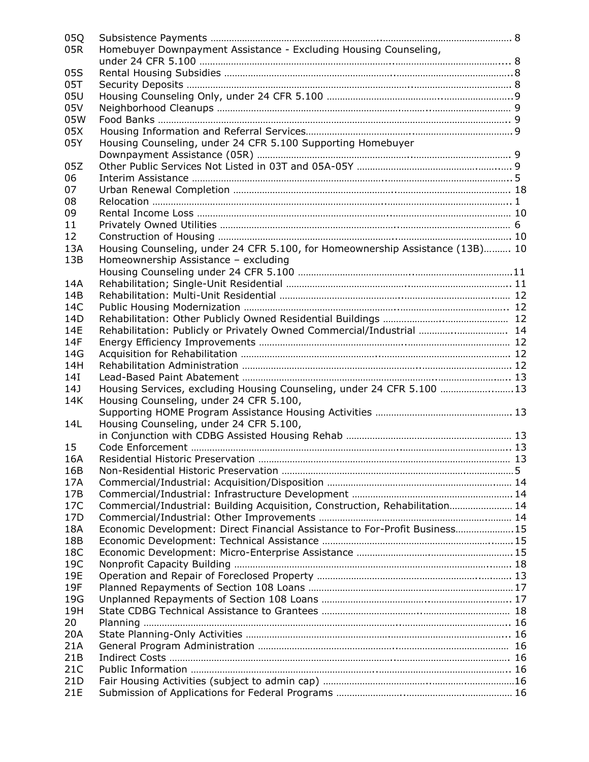| | | |
|---|---|---|
| 05Q | Subsistence Payments | 8 |
| 05R | Homebuyer Downpayment Assistance - Excluding Housing Counseling, under 24 CFR 5.100 | 8 |
| 05S | Rental Housing Subsidies | 8 |
| 05T | Security Deposits | 8 |
| 05U | Housing Counseling Only, under 24 CFR 5.100 | 9 |
| 05V | Neighborhood Cleanups | 9 |
| 05W | Food Banks | 9 |
| 05X | Housing Information and Referral Services | 9 |
| 05Y | Housing Counseling, under 24 CFR 5.100 Supporting Homebuyer Downpayment Assistance (05R) | 9 |
| 05Z | Other Public Services Not Listed in 03T and 05A-05Y | 9 |
| 06 | Interim Assistance | 5 |
| 07 | Urban Renewal Completion | 18 |
| 08 | Relocation | 1 |
| 09 | Rental Income Loss | 10 |
| 11 | Privately Owned Utilities | 6 |
| 12 | Construction of Housing | 10 |
| 13A | Housing Counseling, under 24 CFR 5.100, for Homeownership Assistance (13B) | 10 |
| 13B | Homeownership Assistance – excluding Housing Counseling under 24 CFR 5.100 | 11 |
| 14A | Rehabilitation; Single-Unit Residential | 11 |
| 14B | Rehabilitation: Multi-Unit Residential | 12 |
| 14C | Public Housing Modernization | 12 |
| 14D | Rehabilitation: Other Publicly Owned Residential Buildings | 12 |
| 14E | Rehabilitation: Publicly or Privately Owned Commercial/Industrial | 14 |
| 14F | Energy Efficiency Improvements | 12 |
| 14G | Acquisition for Rehabilitation | 12 |
| 14H | Rehabilitation Administration | 12 |
| 14I | Lead-Based Paint Abatement | 13 |
| 14J | Housing Services, excluding Housing Counseling, under 24 CFR 5.100 | 13 |
| 14K | Housing Counseling, under 24 CFR 5.100, Supporting HOME Program Assistance Housing Activities | 13 |
| 14L | Housing Counseling, under 24 CFR 5.100, in Conjunction with CDBG Assisted Housing Rehab | 13 |
| 15 | Code Enforcement | 13 |
| 16A | Residential Historic Preservation | 13 |
| 16B | Non-Residential Historic Preservation | 5 |
| 17A | Commercial/Industrial: Acquisition/Disposition | 14 |
| 17B | Commercial/Industrial: Infrastructure Development | 14 |
| 17C | Commercial/Industrial: Building Acquisition, Construction, Rehabilitation | 14 |
| 17D | Commercial/Industrial: Other Improvements | 14 |
| 18A | Economic Development: Direct Financial Assistance to For-Profit Business | 15 |
| 18B | Economic Development: Technical Assistance | 15 |
| 18C | Economic Development: Micro-Enterprise Assistance | 15 |
| 19C | Nonprofit Capacity Building | 18 |
| 19E | Operation and Repair of Foreclosed Property | 13 |
| 19F | Planned Repayments of Section 108 Loans | 17 |
| 19G | Unplanned Repayments of Section 108 Loans | 17 |
| 19H | State CDBG Technical Assistance to Grantees | 18 |
| 20 | Planning | 16 |
| 20A | State Planning-Only Activities | 16 |
| 21A | General Program Administration | 16 |
| 21B | Indirect Costs | 16 |
| 21C | Public Information | 16 |
| 21D | Fair Housing Activities (subject to admin cap) | 16 |
| 21E | Submission of Applications for Federal Programs | 16 |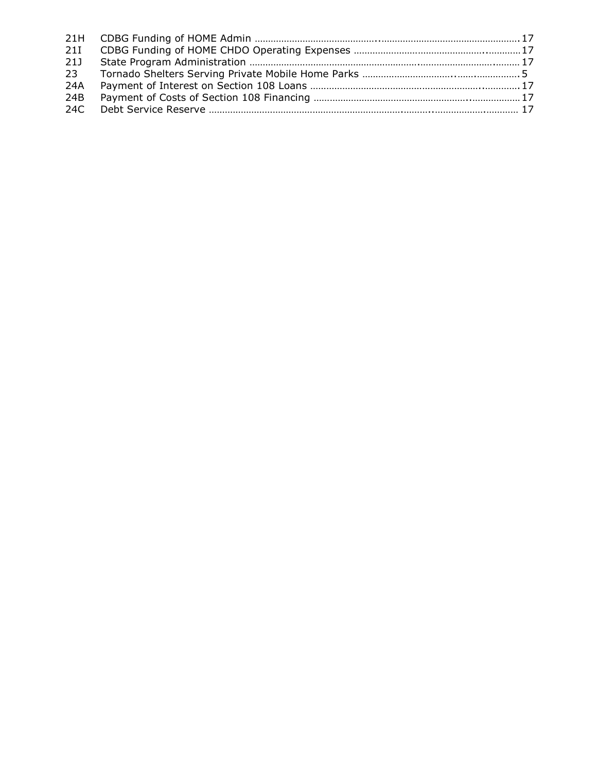| | | |
|---|---|---|
| 21H | CDBG Funding of HOME Admin | 17 |
| 21I | CDBG Funding of HOME CHDO Operating Expenses | 17 |
| 21J | State Program Administration | 17 |
| 23 | Tornado Shelters Serving Private Mobile Home Parks | 5 |
| 24A | Payment of Interest on Section 108 Loans | 17 |
| 24B | Payment of Costs of Section 108 Financing | 17 |
| 24C | Debt Service Reserve | 17 |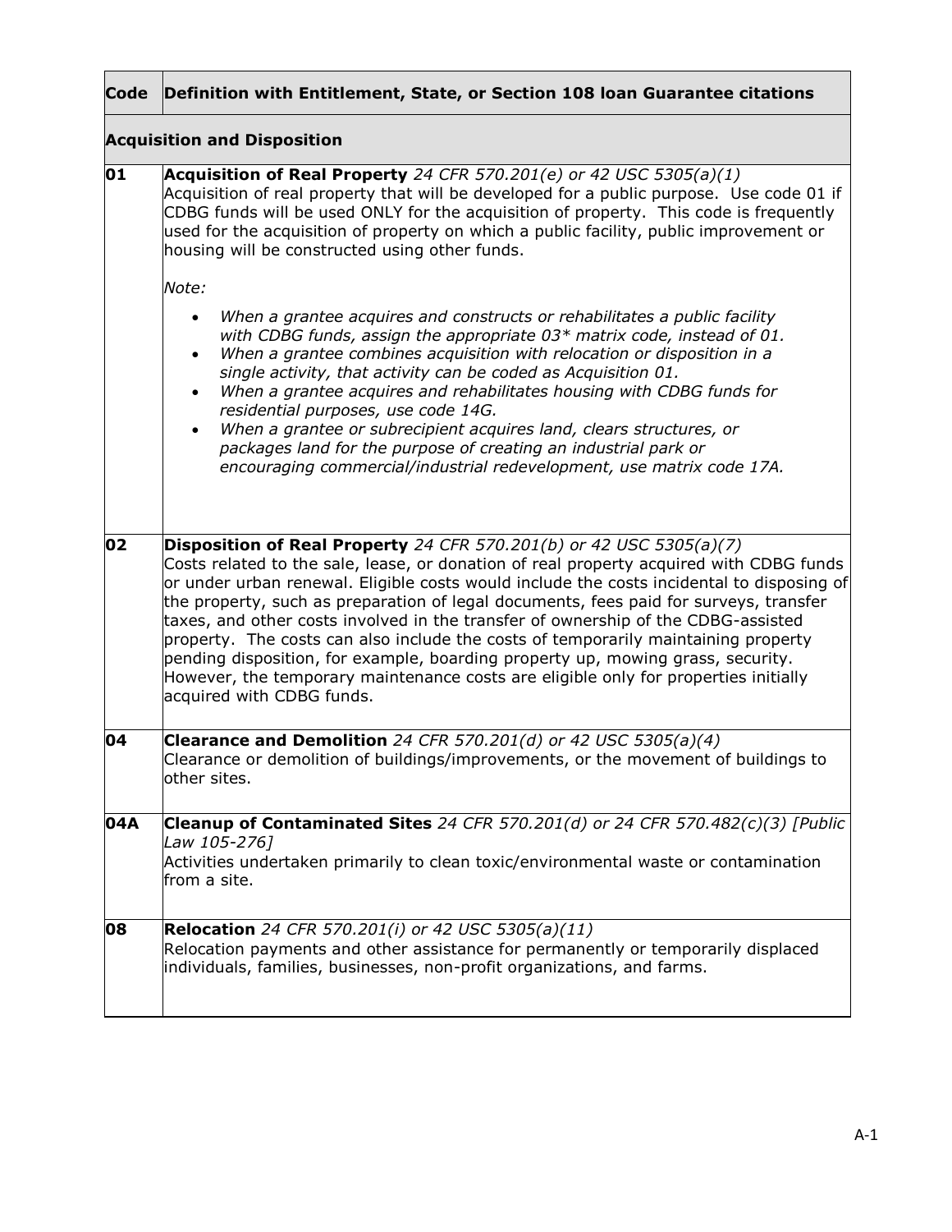| Code | Definition with Entitlement, State, or Section 108 loan Guarantee citations |
|---|---|
| **Acquisition and Disposition** | |
| **01** | **Acquisition of Real Property** *24 CFR 570.201(e) or 42 USC 5305(a)(1)*<br>Acquisition of real property that will be developed for a public purpose. Use code 01 if CDBG funds will be used ONLY for the acquisition of property. This code is frequently used for the acquisition of property on which a public facility, public improvement or housing will be constructed using other funds.<br><br>*Note:*<br>• *When a grantee acquires and constructs or rehabilitates a public facility with CDBG funds, assign the appropriate 03* matrix code, instead of 01.*<br>• *When a grantee combines acquisition with relocation or disposition in a single activity, that activity can be coded as Acquisition 01.*<br>• *When a grantee acquires and rehabilitates housing with CDBG funds for residential purposes, use code 14G.*<br>• *When a grantee or subrecipient acquires land, clears structures, or packages land for the purpose of creating an industrial park or encouraging commercial/industrial redevelopment, use matrix code 17A.* |
| **02** | **Disposition of Real Property** *24 CFR 570.201(b) or 42 USC 5305(a)(7)*<br>Costs related to the sale, lease, or donation of real property acquired with CDBG funds or under urban renewal. Eligible costs would include the costs incidental to disposing of the property, such as preparation of legal documents, fees paid for surveys, transfer taxes, and other costs involved in the transfer of ownership of the CDBG-assisted property. The costs can also include the costs of temporarily maintaining property pending disposition, for example, boarding property up, mowing grass, security. However, the temporary maintenance costs are eligible only for properties initially acquired with CDBG funds. |
| **04** | **Clearance and Demolition** *24 CFR 570.201(d) or 42 USC 5305(a)(4)*<br>Clearance or demolition of buildings/improvements, or the movement of buildings to other sites. |
| **04A** | **Cleanup of Contaminated Sites** *24 CFR 570.201(d) or 24 CFR 570.482(c)(3) [Public Law 105-276]*<br>Activities undertaken primarily to clean toxic/environmental waste or contamination from a site. |
| **08** | **Relocation** *24 CFR 570.201(i) or 42 USC 5305(a)(11)*<br>Relocation payments and other assistance for permanently or temporarily displaced individuals, families, businesses, non-profit organizations, and farms. |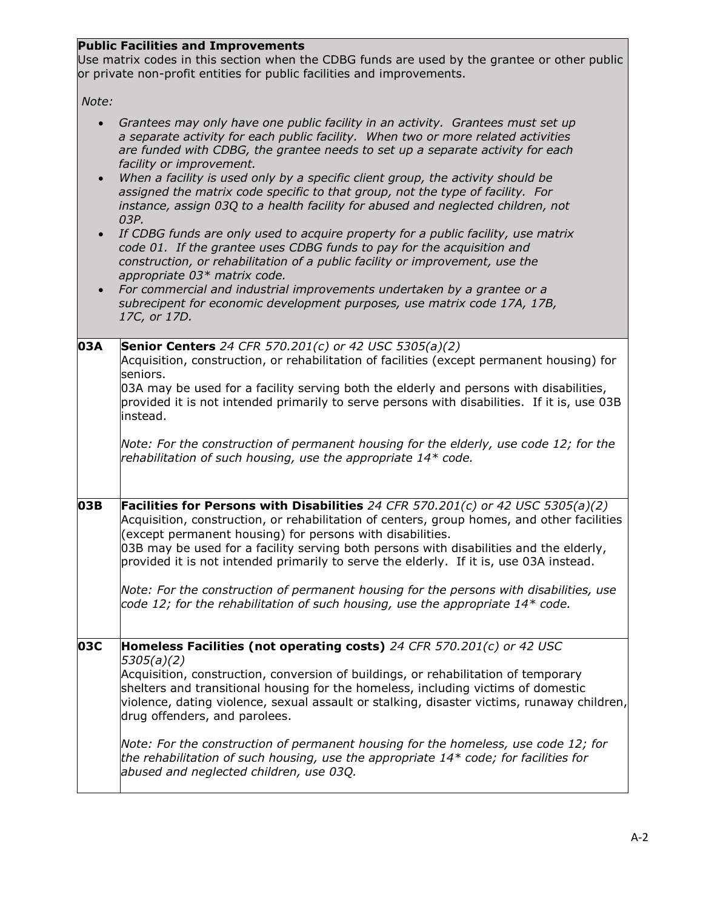**Public Facilities and Improvements**

Use matrix codes in this section when the CDBG funds are used by the grantee or other public or private non-profit entities for public facilities and improvements.

*Note:*

- *Grantees may only have one public facility in an activity. Grantees must set up a separate activity for each public facility. When two or more related activities are funded with CDBG, the grantee needs to set up a separate activity for each facility or improvement.*
- *When a facility is used only by a specific client group, the activity should be assigned the matrix code specific to that group, not the type of facility. For instance, assign 03Q to a health facility for abused and neglected children, not 03P.*
- *If CDBG funds are only used to acquire property for a public facility, use matrix code 01. If the grantee uses CDBG funds to pay for the acquisition and construction, or rehabilitation of a public facility or improvement, use the appropriate 03* matrix code.*
- *For commercial and industrial improvements undertaken by a grantee or a subrecipient for economic development purposes, use matrix code 17A, 17B, 17C, or 17D.*

| Code | Description |
|---|---|
| **03A** | **Senior Centers** *24 CFR 570.201(c) or 42 USC 5305(a)(2)*<br>Acquisition, construction, or rehabilitation of facilities (except permanent housing) for seniors.<br>03A may be used for a facility serving both the elderly and persons with disabilities, provided it is not intended primarily to serve persons with disabilities. If it is, use 03B instead.<br><br>*Note: For the construction of permanent housing for the elderly, use code 12; for the rehabilitation of such housing, use the appropriate 14* code.* |
| **03B** | **Facilities for Persons with Disabilities** *24 CFR 570.201(c) or 42 USC 5305(a)(2)*<br>Acquisition, construction, or rehabilitation of centers, group homes, and other facilities (except permanent housing) for persons with disabilities.<br>03B may be used for a facility serving both persons with disabilities and the elderly, provided it is not intended primarily to serve the elderly. If it is, use 03A instead.<br><br>*Note: For the construction of permanent housing for the persons with disabilities, use code 12; for the rehabilitation of such housing, use the appropriate 14* code.* |
| **03C** | **Homeless Facilities (not operating costs)** *24 CFR 570.201(c) or 42 USC 5305(a)(2)*<br>Acquisition, construction, conversion of buildings, or rehabilitation of temporary shelters and transitional housing for the homeless, including victims of domestic violence, dating violence, sexual assault or stalking, disaster victims, runaway children, drug offenders, and parolees.<br><br>*Note: For the construction of permanent housing for the homeless, use code 12; for the rehabilitation of such housing, use the appropriate 14* code; for facilities for abused and neglected children, use 03Q.* |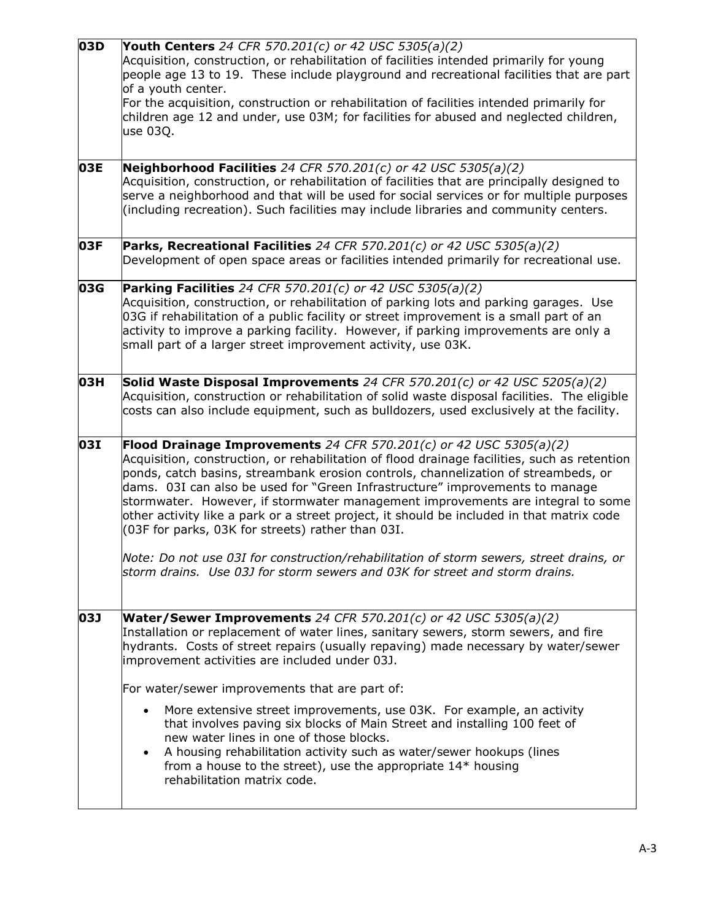| | |
|---|---|
| **03D** | **Youth Centers** *24 CFR 570.201(c) or 42 USC 5305(a)(2)*<br>Acquisition, construction, or rehabilitation of facilities intended primarily for young people age 13 to 19. These include playground and recreational facilities that are part of a youth center.<br>For the acquisition, construction or rehabilitation of facilities intended primarily for children age 12 and under, use 03M; for facilities for abused and neglected children, use 03Q. |
| **03E** | **Neighborhood Facilities** *24 CFR 570.201(c) or 42 USC 5305(a)(2)*<br>Acquisition, construction, or rehabilitation of facilities that are principally designed to serve a neighborhood and that will be used for social services or for multiple purposes (including recreation). Such facilities may include libraries and community centers. |
| **03F** | **Parks, Recreational Facilities** *24 CFR 570.201(c) or 42 USC 5305(a)(2)*<br>Development of open space areas or facilities intended primarily for recreational use. |
| **03G** | **Parking Facilities** *24 CFR 570.201(c) or 42 USC 5305(a)(2)*<br>Acquisition, construction, or rehabilitation of parking lots and parking garages. Use 03G if rehabilitation of a public facility or street improvement is a small part of an activity to improve a parking facility. However, if parking improvements are only a small part of a larger street improvement activity, use 03K. |
| **03H** | **Solid Waste Disposal Improvements** *24 CFR 570.201(c) or 42 USC 5205(a)(2)*<br>Acquisition, construction or rehabilitation of solid waste disposal facilities. The eligible costs can also include equipment, such as bulldozers, used exclusively at the facility. |
| **03I** | **Flood Drainage Improvements** *24 CFR 570.201(c) or 42 USC 5305(a)(2)*<br>Acquisition, construction, or rehabilitation of flood drainage facilities, such as retention ponds, catch basins, streambank erosion controls, channelization of streambeds, or dams. 03I can also be used for "Green Infrastructure" improvements to manage stormwater. However, if stormwater management improvements are integral to some other activity like a park or a street project, it should be included in that matrix code (03F for parks, 03K for streets) rather than 03I.<br><br>*Note: Do not use 03I for construction/rehabilitation of storm sewers, street drains, or storm drains. Use 03J for storm sewers and 03K for street and storm drains.* |
| **03J** | **Water/Sewer Improvements** *24 CFR 570.201(c) or 42 USC 5305(a)(2)*<br>Installation or replacement of water lines, sanitary sewers, storm sewers, and fire hydrants. Costs of street repairs (usually repaving) made necessary by water/sewer improvement activities are included under 03J.<br><br>For water/sewer improvements that are part of:<br>• More extensive street improvements, use 03K. For example, an activity that involves paving six blocks of Main Street and installing 100 feet of new water lines in one of those blocks.<br>• A housing rehabilitation activity such as water/sewer hookups (lines from a house to the street), use the appropriate 14* housing rehabilitation matrix code. |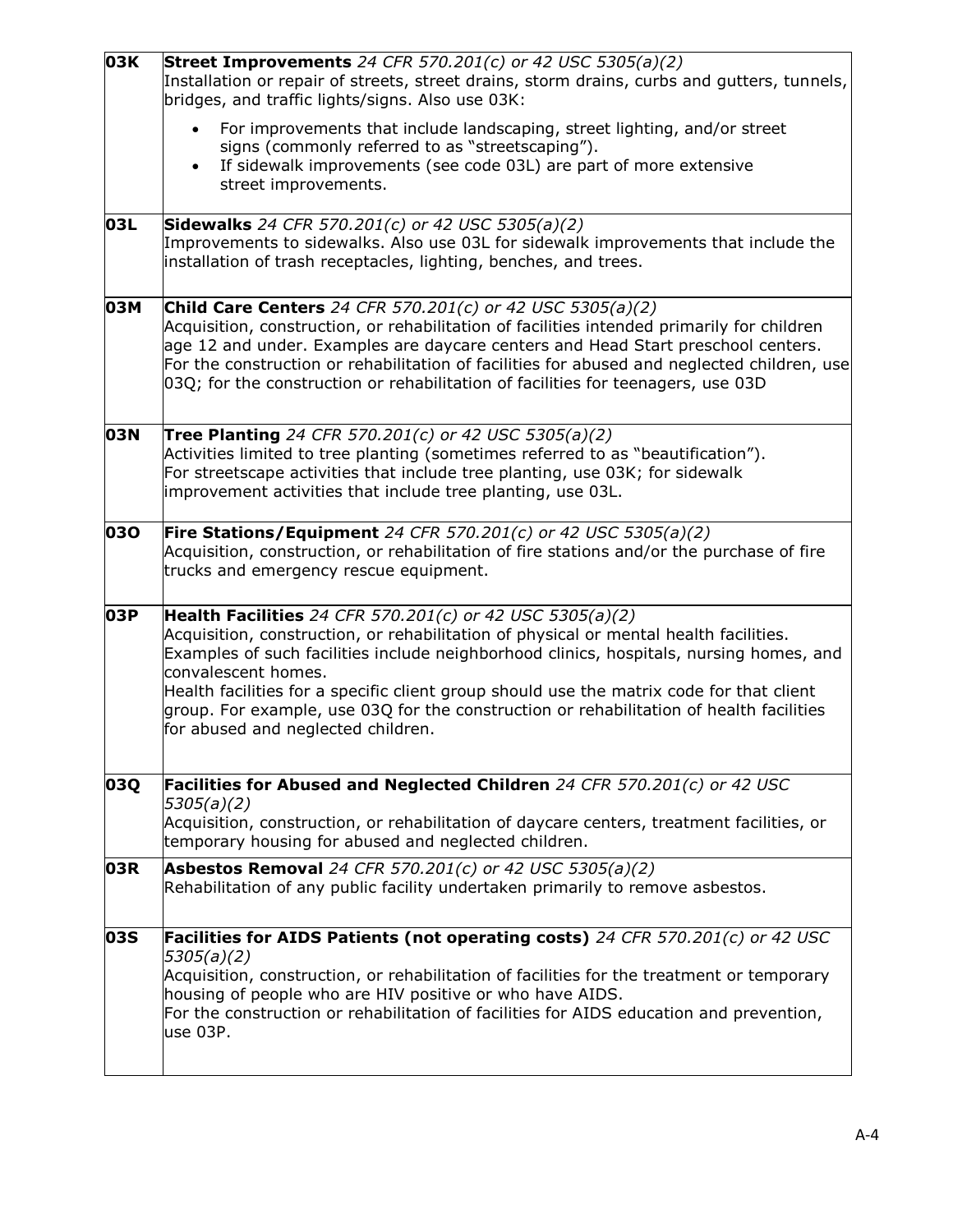| | |
|---|---|
| **03K** | **Street Improvements** *24 CFR 570.201(c) or 42 USC 5305(a)(2)*<br>Installation or repair of streets, street drains, storm drains, curbs and gutters, tunnels, bridges, and traffic lights/signs. Also use 03K:<br>• For improvements that include landscaping, street lighting, and/or street signs (commonly referred to as "streetscaping").<br>• If sidewalk improvements (see code 03L) are part of more extensive street improvements. |
| **03L** | **Sidewalks** *24 CFR 570.201(c) or 42 USC 5305(a)(2)*<br>Improvements to sidewalks. Also use 03L for sidewalk improvements that include the installation of trash receptacles, lighting, benches, and trees. |
| **03M** | **Child Care Centers** *24 CFR 570.201(c) or 42 USC 5305(a)(2)*<br>Acquisition, construction, or rehabilitation of facilities intended primarily for children age 12 and under. Examples are daycare centers and Head Start preschool centers. For the construction or rehabilitation of facilities for abused and neglected children, use 03Q; for the construction or rehabilitation of facilities for teenagers, use 03D |
| **03N** | **Tree Planting** *24 CFR 570.201(c) or 42 USC 5305(a)(2)*<br>Activities limited to tree planting (sometimes referred to as "beautification"). For streetscape activities that include tree planting, use 03K; for sidewalk improvement activities that include tree planting, use 03L. |
| **03O** | **Fire Stations/Equipment** *24 CFR 570.201(c) or 42 USC 5305(a)(2)*<br>Acquisition, construction, or rehabilitation of fire stations and/or the purchase of fire trucks and emergency rescue equipment. |
| **03P** | **Health Facilities** *24 CFR 570.201(c) or 42 USC 5305(a)(2)*<br>Acquisition, construction, or rehabilitation of physical or mental health facilities. Examples of such facilities include neighborhood clinics, hospitals, nursing homes, and convalescent homes.<br>Health facilities for a specific client group should use the matrix code for that client group. For example, use 03Q for the construction or rehabilitation of health facilities for abused and neglected children. |
| **03Q** | **Facilities for Abused and Neglected Children** *24 CFR 570.201(c) or 42 USC 5305(a)(2)*<br>Acquisition, construction, or rehabilitation of daycare centers, treatment facilities, or temporary housing for abused and neglected children. |
| **03R** | **Asbestos Removal** *24 CFR 570.201(c) or 42 USC 5305(a)(2)*<br>Rehabilitation of any public facility undertaken primarily to remove asbestos. |
| **03S** | **Facilities for AIDS Patients (not operating costs)** *24 CFR 570.201(c) or 42 USC 5305(a)(2)*<br>Acquisition, construction, or rehabilitation of facilities for the treatment or temporary housing of people who are HIV positive or who have AIDS.<br>For the construction or rehabilitation of facilities for AIDS education and prevention, use 03P. |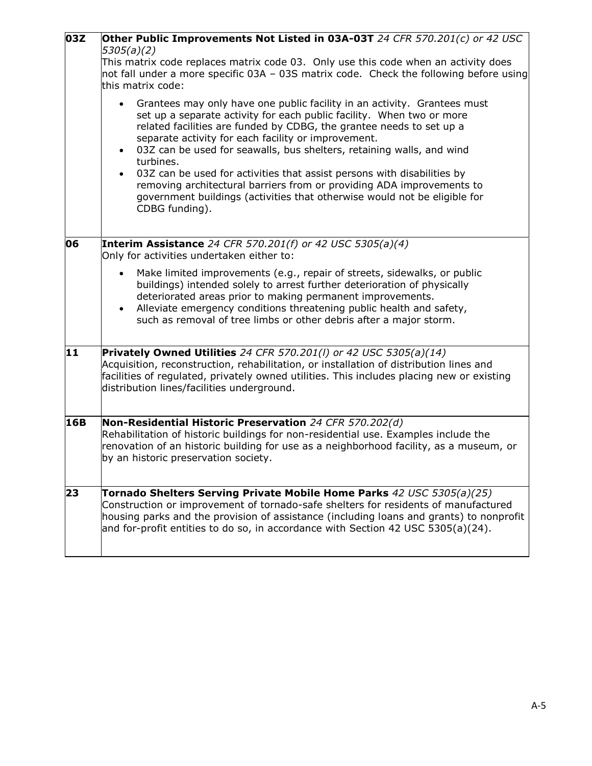| Code | Description |
| --- | --- |
| **03Z** | **Other Public Improvements Not Listed in 03A-03T** *24 CFR 570.201(c) or 42 USC 5305(a)(2)*<br>This matrix code replaces matrix code 03. Only use this code when an activity does not fall under a more specific 03A – 03S matrix code. Check the following before using this matrix code:<br>• Grantees may only have one public facility in an activity. Grantees must set up a separate activity for each public facility. When two or more related facilities are funded by CDBG, the grantee needs to set up a separate activity for each facility or improvement.<br>• 03Z can be used for seawalls, bus shelters, retaining walls, and wind turbines.<br>• 03Z can be used for activities that assist persons with disabilities by removing architectural barriers from or providing ADA improvements to government buildings (activities that otherwise would not be eligible for CDBG funding). |
| **06** | **Interim Assistance** *24 CFR 570.201(f) or 42 USC 5305(a)(4)*<br>Only for activities undertaken either to:<br>• Make limited improvements (e.g., repair of streets, sidewalks, or public buildings) intended solely to arrest further deterioration of physically deteriorated areas prior to making permanent improvements.<br>• Alleviate emergency conditions threatening public health and safety, such as removal of tree limbs or other debris after a major storm. |
| **11** | **Privately Owned Utilities** *24 CFR 570.201(l) or 42 USC 5305(a)(14)*<br>Acquisition, reconstruction, rehabilitation, or installation of distribution lines and facilities of regulated, privately owned utilities. This includes placing new or existing distribution lines/facilities underground. |
| **16B** | **Non-Residential Historic Preservation** *24 CFR 570.202(d)*<br>Rehabilitation of historic buildings for non-residential use. Examples include the renovation of an historic building for use as a neighborhood facility, as a museum, or by an historic preservation society. |
| **23** | **Tornado Shelters Serving Private Mobile Home Parks** *42 USC 5305(a)(25)*<br>Construction or improvement of tornado-safe shelters for residents of manufactured housing parks and the provision of assistance (including loans and grants) to nonprofit and for-profit entities to do so, in accordance with Section 42 USC 5305(a)(24). |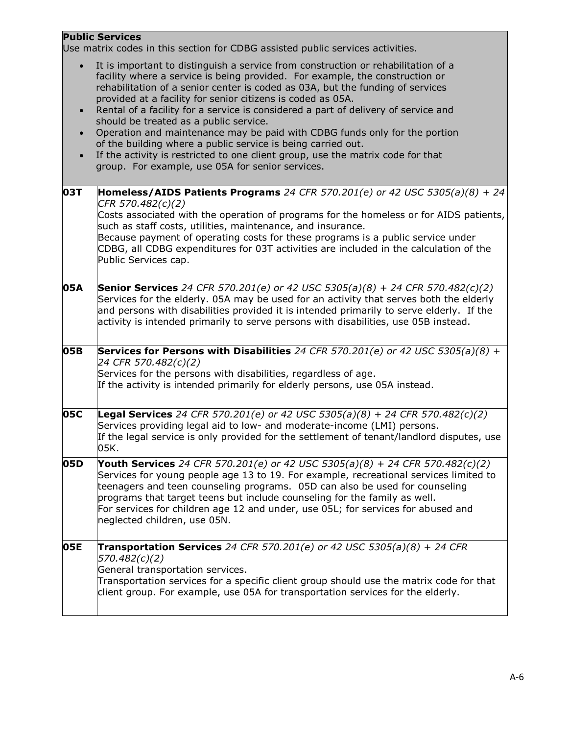| **Public Services**<br>Use matrix codes in this section for CDBG assisted public services activities.<br>• It is important to distinguish a service from construction or rehabilitation of a facility where a service is being provided. For example, the construction or rehabilitation of a senior center is coded as 03A, but the funding of services provided at a facility for senior citizens is coded as 05A.<br>• Rental of a facility for a service is considered a part of delivery of service and should be treated as a public service.<br>• Operation and maintenance may be paid with CDBG funds only for the portion of the building where a public service is being carried out.<br>• If the activity is restricted to one client group, use the matrix code for that group. For example, use 05A for senior services. | |
|---|---|
| **03T** | **Homeless/AIDS Patients Programs** *24 CFR 570.201(e) or 42 USC 5305(a)(8) + 24 CFR 570.482(c)(2)*<br>Costs associated with the operation of programs for the homeless or for AIDS patients, such as staff costs, utilities, maintenance, and insurance.<br>Because payment of operating costs for these programs is a public service under CDBG, all CDBG expenditures for 03T activities are included in the calculation of the Public Services cap. |
| **05A** | **Senior Services** *24 CFR 570.201(e) or 42 USC 5305(a)(8) + 24 CFR 570.482(c)(2)*<br>Services for the elderly. 05A may be used for an activity that serves both the elderly and persons with disabilities provided it is intended primarily to serve elderly. If the activity is intended primarily to serve persons with disabilities, use 05B instead. |
| **05B** | **Services for Persons with Disabilities** *24 CFR 570.201(e) or 42 USC 5305(a)(8) + 24 CFR 570.482(c)(2)*<br>Services for the persons with disabilities, regardless of age.<br>If the activity is intended primarily for elderly persons, use 05A instead. |
| **05C** | **Legal Services** *24 CFR 570.201(e) or 42 USC 5305(a)(8) + 24 CFR 570.482(c)(2)*<br>Services providing legal aid to low- and moderate-income (LMI) persons.<br>If the legal service is only provided for the settlement of tenant/landlord disputes, use 05K. |
| **05D** | **Youth Services** *24 CFR 570.201(e) or 42 USC 5305(a)(8) + 24 CFR 570.482(c)(2)*<br>Services for young people age 13 to 19. For example, recreational services limited to teenagers and teen counseling programs. 05D can also be used for counseling programs that target teens but include counseling for the family as well.<br>For services for children age 12 and under, use 05L; for services for abused and neglected children, use 05N. |
| **05E** | **Transportation Services** *24 CFR 570.201(e) or 42 USC 5305(a)(8) + 24 CFR 570.482(c)(2)*<br>General transportation services.<br>Transportation services for a specific client group should use the matrix code for that client group. For example, use 05A for transportation services for the elderly. |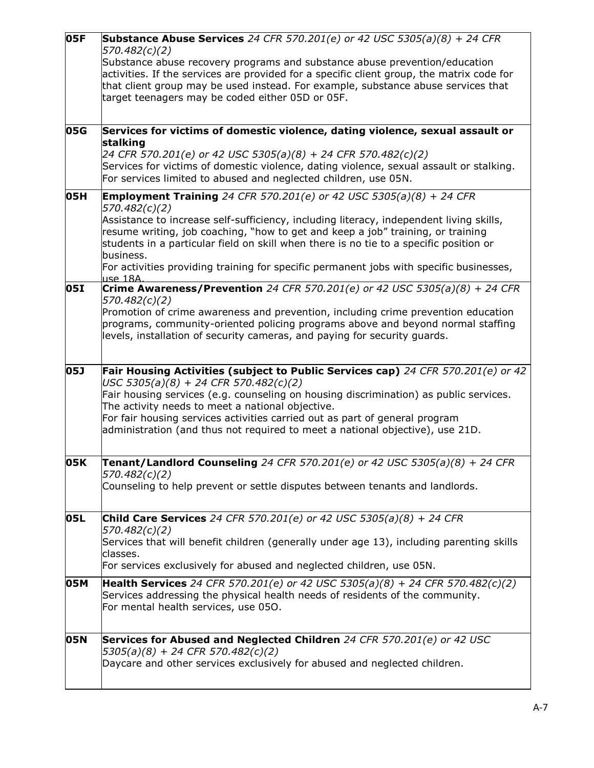| | |
|---|---|
| **05F** | **Substance Abuse Services** *24 CFR 570.201(e) or 42 USC 5305(a)(8) + 24 CFR 570.482(c)(2)*<br>Substance abuse recovery programs and substance abuse prevention/education activities. If the services are provided for a specific client group, the matrix code for that client group may be used instead. For example, substance abuse services that target teenagers may be coded either 05D or 05F. |
| **05G** | **Services for victims of domestic violence, dating violence, sexual assault or stalking**<br>*24 CFR 570.201(e) or 42 USC 5305(a)(8) + 24 CFR 570.482(c)(2)*<br>Services for victims of domestic violence, dating violence, sexual assault or stalking. For services limited to abused and neglected children, use 05N. |
| **05H** | **Employment Training** *24 CFR 570.201(e) or 42 USC 5305(a)(8) + 24 CFR 570.482(c)(2)*<br>Assistance to increase self-sufficiency, including literacy, independent living skills, resume writing, job coaching, "how to get and keep a job" training, or training students in a particular field on skill when there is no tie to a specific position or business.<br>For activities providing training for specific permanent jobs with specific businesses, use 18A. |
| **05I** | **Crime Awareness/Prevention** *24 CFR 570.201(e) or 42 USC 5305(a)(8) + 24 CFR 570.482(c)(2)*<br>Promotion of crime awareness and prevention, including crime prevention education programs, community-oriented policing programs above and beyond normal staffing levels, installation of security cameras, and paying for security guards. |
| **05J** | **Fair Housing Activities (subject to Public Services cap)** *24 CFR 570.201(e) or 42 USC 5305(a)(8) + 24 CFR 570.482(c)(2)*<br>Fair housing services (e.g. counseling on housing discrimination) as public services. The activity needs to meet a national objective.<br>For fair housing services activities carried out as part of general program administration (and thus not required to meet a national objective), use 21D. |
| **05K** | **Tenant/Landlord Counseling** *24 CFR 570.201(e) or 42 USC 5305(a)(8) + 24 CFR 570.482(c)(2)*<br>Counseling to help prevent or settle disputes between tenants and landlords. |
| **05L** | **Child Care Services** *24 CFR 570.201(e) or 42 USC 5305(a)(8) + 24 CFR 570.482(c)(2)*<br>Services that will benefit children (generally under age 13), including parenting skills classes.<br>For services exclusively for abused and neglected children, use 05N. |
| **05M** | **Health Services** *24 CFR 570.201(e) or 42 USC 5305(a)(8) + 24 CFR 570.482(c)(2)*<br>Services addressing the physical health needs of residents of the community.<br>For mental health services, use 05O. |
| **05N** | **Services for Abused and Neglected Children** *24 CFR 570.201(e) or 42 USC 5305(a)(8) + 24 CFR 570.482(c)(2)*<br>Daycare and other services exclusively for abused and neglected children. |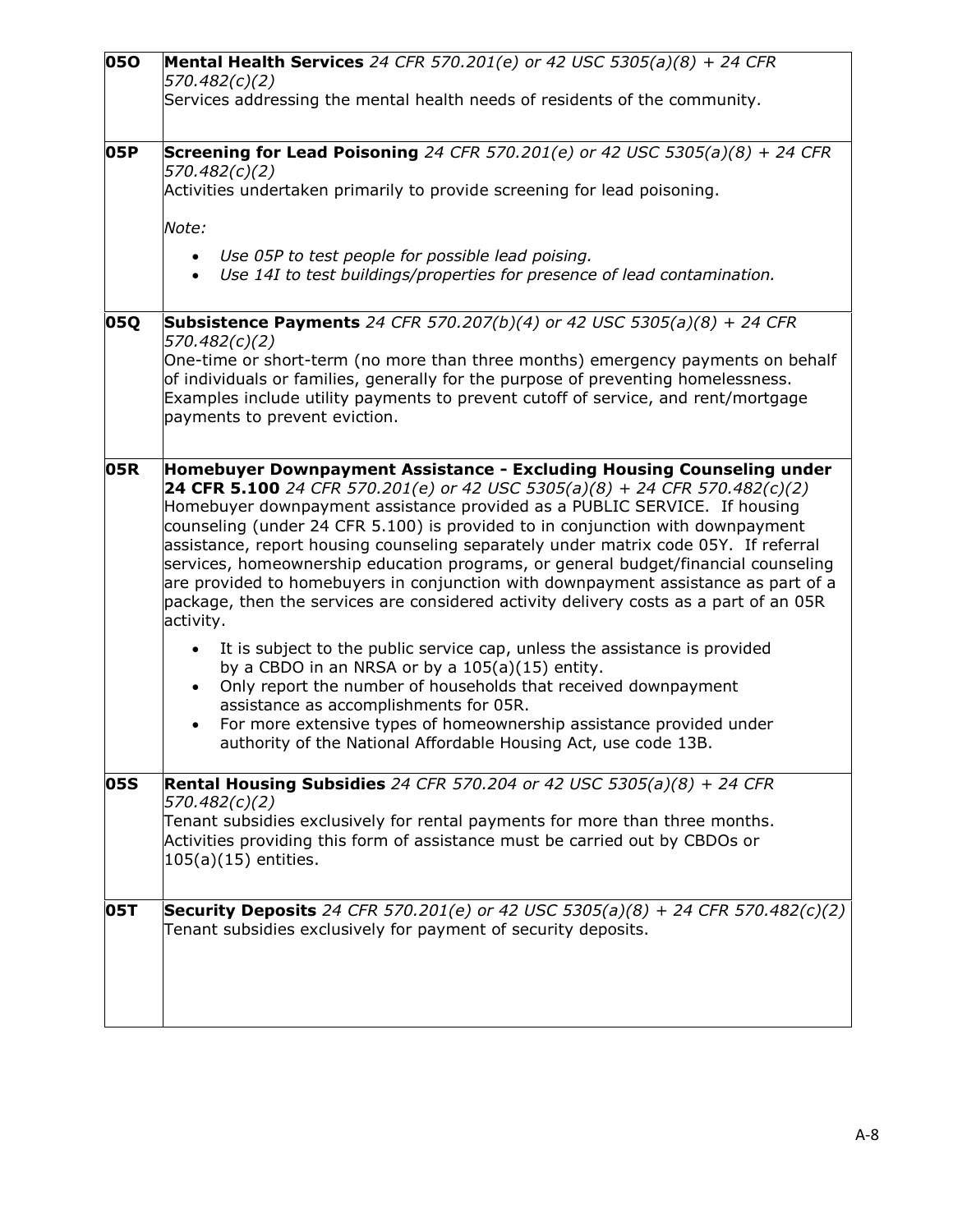| | |
|---|---|
| **05O** | **Mental Health Services** *24 CFR 570.201(e) or 42 USC 5305(a)(8) + 24 CFR 570.482(c)(2)*<br>Services addressing the mental health needs of residents of the community. |
| **05P** | **Screening for Lead Poisoning** *24 CFR 570.201(e) or 42 USC 5305(a)(8) + 24 CFR 570.482(c)(2)*<br>Activities undertaken primarily to provide screening for lead poisoning.<br><br>*Note:*<br>• *Use 05P to test people for possible lead poising.*<br>• *Use 14I to test buildings/properties for presence of lead contamination.* |
| **05Q** | **Subsistence Payments** *24 CFR 570.207(b)(4) or 42 USC 5305(a)(8) + 24 CFR 570.482(c)(2)*<br>One-time or short-term (no more than three months) emergency payments on behalf of individuals or families, generally for the purpose of preventing homelessness. Examples include utility payments to prevent cutoff of service, and rent/mortgage payments to prevent eviction. |
| **05R** | **Homebuyer Downpayment Assistance - Excluding Housing Counseling under 24 CFR 5.100** *24 CFR 570.201(e) or 42 USC 5305(a)(8) + 24 CFR 570.482(c)(2)*<br>Homebuyer downpayment assistance provided as a PUBLIC SERVICE. If housing counseling (under 24 CFR 5.100) is provided to in conjunction with downpayment assistance, report housing counseling separately under matrix code 05Y. If referral services, homeownership education programs, or general budget/financial counseling are provided to homebuyers in conjunction with downpayment assistance as part of a package, then the services are considered activity delivery costs as a part of an 05R activity.<br>• It is subject to the public service cap, unless the assistance is provided by a CBDO in an NRSA or by a 105(a)(15) entity.<br>• Only report the number of households that received downpayment assistance as accomplishments for 05R.<br>• For more extensive types of homeownership assistance provided under authority of the National Affordable Housing Act, use code 13B. |
| **05S** | **Rental Housing Subsidies** *24 CFR 570.204 or 42 USC 5305(a)(8) + 24 CFR 570.482(c)(2)*<br>Tenant subsidies exclusively for rental payments for more than three months. Activities providing this form of assistance must be carried out by CBDOs or 105(a)(15) entities. |
| **05T** | **Security Deposits** *24 CFR 570.201(e) or 42 USC 5305(a)(8) + 24 CFR 570.482(c)(2)*<br>Tenant subsidies exclusively for payment of security deposits. |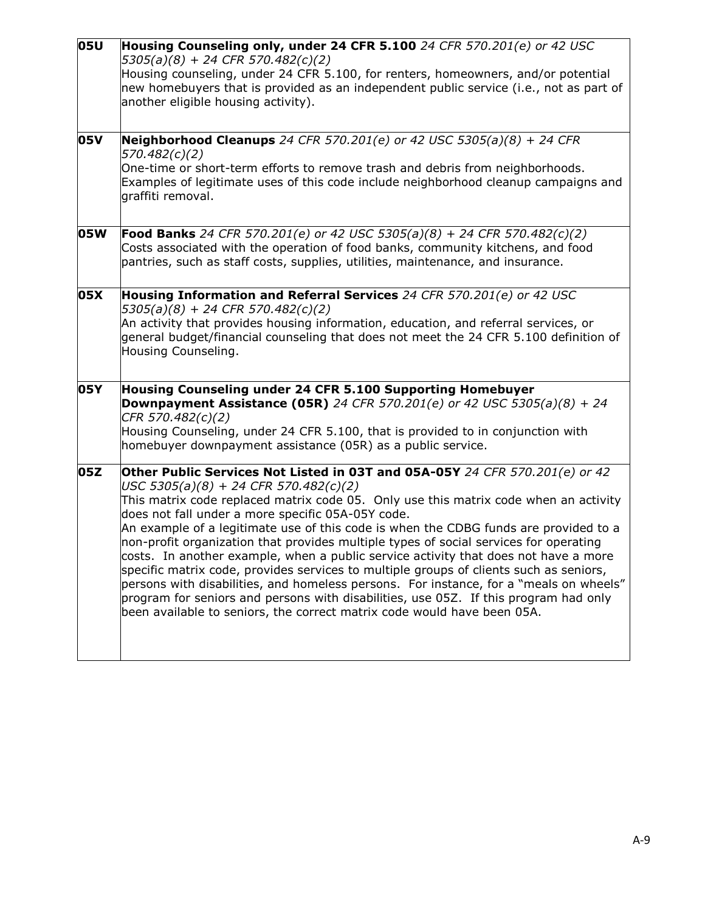| | |
|---|---|
| **05U** | **Housing Counseling only, under 24 CFR 5.100** *24 CFR 570.201(e) or 42 USC 5305(a)(8) + 24 CFR 570.482(c)(2)*<br>Housing counseling, under 24 CFR 5.100, for renters, homeowners, and/or potential new homebuyers that is provided as an independent public service (i.e., not as part of another eligible housing activity). |
| **05V** | **Neighborhood Cleanups** *24 CFR 570.201(e) or 42 USC 5305(a)(8) + 24 CFR 570.482(c)(2)*<br>One-time or short-term efforts to remove trash and debris from neighborhoods. Examples of legitimate uses of this code include neighborhood cleanup campaigns and graffiti removal. |
| **05W** | **Food Banks** *24 CFR 570.201(e) or 42 USC 5305(a)(8) + 24 CFR 570.482(c)(2)*<br>Costs associated with the operation of food banks, community kitchens, and food pantries, such as staff costs, supplies, utilities, maintenance, and insurance. |
| **05X** | **Housing Information and Referral Services** *24 CFR 570.201(e) or 42 USC 5305(a)(8) + 24 CFR 570.482(c)(2)*<br>An activity that provides housing information, education, and referral services, or general budget/financial counseling that does not meet the 24 CFR 5.100 definition of Housing Counseling. |
| **05Y** | **Housing Counseling under 24 CFR 5.100 Supporting Homebuyer Downpayment Assistance (05R)** *24 CFR 570.201(e) or 42 USC 5305(a)(8) + 24 CFR 570.482(c)(2)*<br>Housing Counseling, under 24 CFR 5.100, that is provided to in conjunction with homebuyer downpayment assistance (05R) as a public service. |
| **05Z** | **Other Public Services Not Listed in 03T and 05A-05Y** *24 CFR 570.201(e) or 42 USC 5305(a)(8) + 24 CFR 570.482(c)(2)*<br>This matrix code replaced matrix code 05. Only use this matrix code when an activity does not fall under a more specific 05A-05Y code.<br>An example of a legitimate use of this code is when the CDBG funds are provided to a non-profit organization that provides multiple types of social services for operating costs. In another example, when a public service activity that does not have a more specific matrix code, provides services to multiple groups of clients such as seniors, persons with disabilities, and homeless persons. For instance, for a "meals on wheels" program for seniors and persons with disabilities, use 05Z. If this program had only been available to seniors, the correct matrix code would have been 05A. |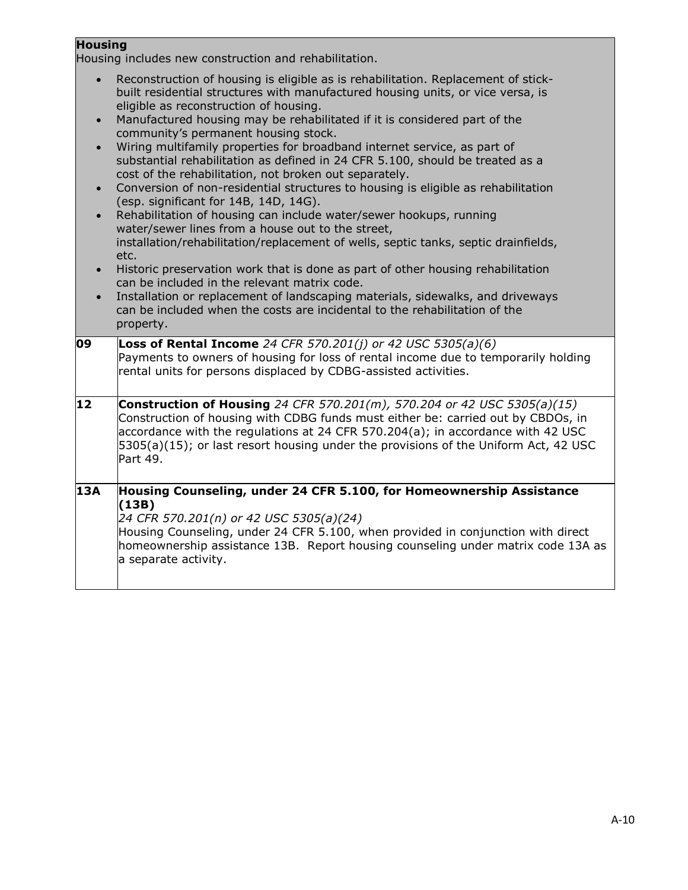**Housing**

Housing includes new construction and rehabilitation.

- Reconstruction of housing is eligible as is rehabilitation. Replacement of stick-built residential structures with manufactured housing units, or vice versa, is eligible as reconstruction of housing.
- Manufactured housing may be rehabilitated if it is considered part of the community's permanent housing stock.
- Wiring multifamily properties for broadband internet service, as part of substantial rehabilitation as defined in 24 CFR 5.100, should be treated as a cost of the rehabilitation, not broken out separately.
- Conversion of non-residential structures to housing is eligible as rehabilitation (esp. significant for 14B, 14D, 14G).
- Rehabilitation of housing can include water/sewer hookups, running water/sewer lines from a house out to the street, installation/rehabilitation/replacement of wells, septic tanks, septic drainfields, etc.
- Historic preservation work that is done as part of other housing rehabilitation can be included in the relevant matrix code.
- Installation or replacement of landscaping materials, sidewalks, and driveways can be included when the costs are incidental to the rehabilitation of the property.

| Code | Description |
|---|---|
| **09** | **Loss of Rental Income** *24 CFR 570.201(j) or 42 USC 5305(a)(6)* Payments to owners of housing for loss of rental income due to temporarily holding rental units for persons displaced by CDBG-assisted activities. |
| **12** | **Construction of Housing** *24 CFR 570.201(m), 570.204 or 42 USC 5305(a)(15)* Construction of housing with CDBG funds must either be: carried out by CBDOs, in accordance with the regulations at 24 CFR 570.204(a); in accordance with 42 USC 5305(a)(15); or last resort housing under the provisions of the Uniform Act, 42 USC Part 49. |
| **13A** | **Housing Counseling, under 24 CFR 5.100, for Homeownership Assistance (13B)** *24 CFR 570.201(n) or 42 USC 5305(a)(24)* Housing Counseling, under 24 CFR 5.100, when provided in conjunction with direct homeownership assistance 13B. Report housing counseling under matrix code 13A as a separate activity. |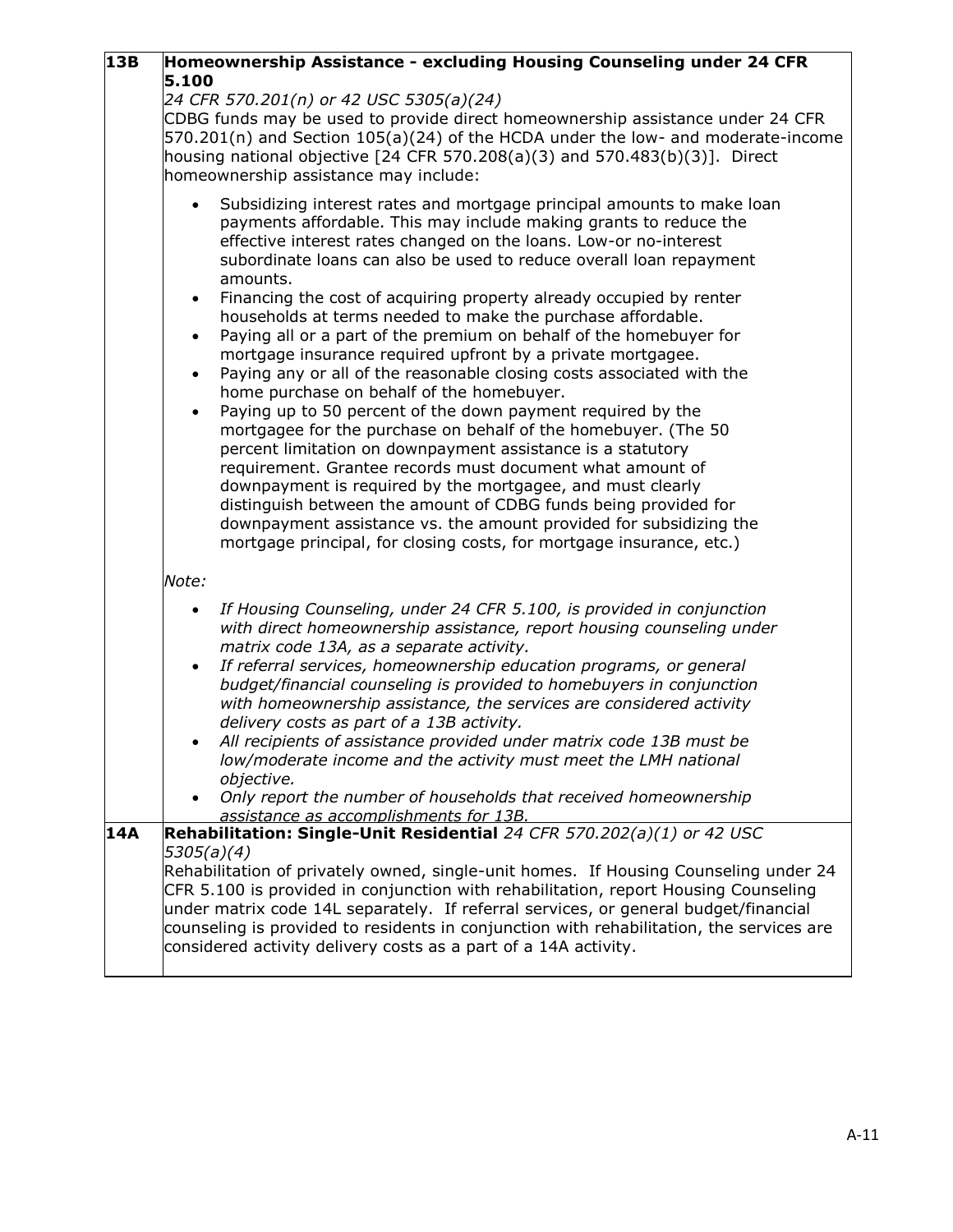| | |
|---|---|
| **13B** | **Homeownership Assistance - excluding Housing Counseling under 24 CFR 5.100**<br>*24 CFR 570.201(n) or 42 USC 5305(a)(24)*<br>CDBG funds may be used to provide direct homeownership assistance under 24 CFR 570.201(n) and Section 105(a)(24) of the HCDA under the low- and moderate-income housing national objective [24 CFR 570.208(a)(3) and 570.483(b)(3)]. Direct homeownership assistance may include:<br><br>• Subsidizing interest rates and mortgage principal amounts to make loan payments affordable. This may include making grants to reduce the effective interest rates changed on the loans. Low-or no-interest subordinate loans can also be used to reduce overall loan repayment amounts.<br>• Financing the cost of acquiring property already occupied by renter households at terms needed to make the purchase affordable.<br>• Paying all or a part of the premium on behalf of the homebuyer for mortgage insurance required upfront by a private mortgagee.<br>• Paying any or all of the reasonable closing costs associated with the home purchase on behalf of the homebuyer.<br>• Paying up to 50 percent of the down payment required by the mortgagee for the purchase on behalf of the homebuyer. (The 50 percent limitation on downpayment assistance is a statutory requirement. Grantee records must document what amount of downpayment is required by the mortgagee, and must clearly distinguish between the amount of CDBG funds being provided for downpayment assistance vs. the amount provided for subsidizing the mortgage principal, for closing costs, for mortgage insurance, etc.)<br><br>*Note:*<br><br>• *If Housing Counseling, under 24 CFR 5.100, is provided in conjunction with direct homeownership assistance, report housing counseling under matrix code 13A, as a separate activity.*<br>• *If referral services, homeownership education programs, or general budget/financial counseling is provided to homebuyers in conjunction with homeownership assistance, the services are considered activity delivery costs as part of a 13B activity.*<br>• *All recipients of assistance provided under matrix code 13B must be low/moderate income and the activity must meet the LMH national objective.*<br>• *Only report the number of households that received homeownership assistance as accomplishments for 13B.* |
| **14A** | **Rehabilitation: Single-Unit Residential** *24 CFR 570.202(a)(1) or 42 USC 5305(a)(4)*<br>Rehabilitation of privately owned, single-unit homes. If Housing Counseling under 24 CFR 5.100 is provided in conjunction with rehabilitation, report Housing Counseling under matrix code 14L separately. If referral services, or general budget/financial counseling is provided to residents in conjunction with rehabilitation, the services are considered activity delivery costs as a part of a 14A activity. |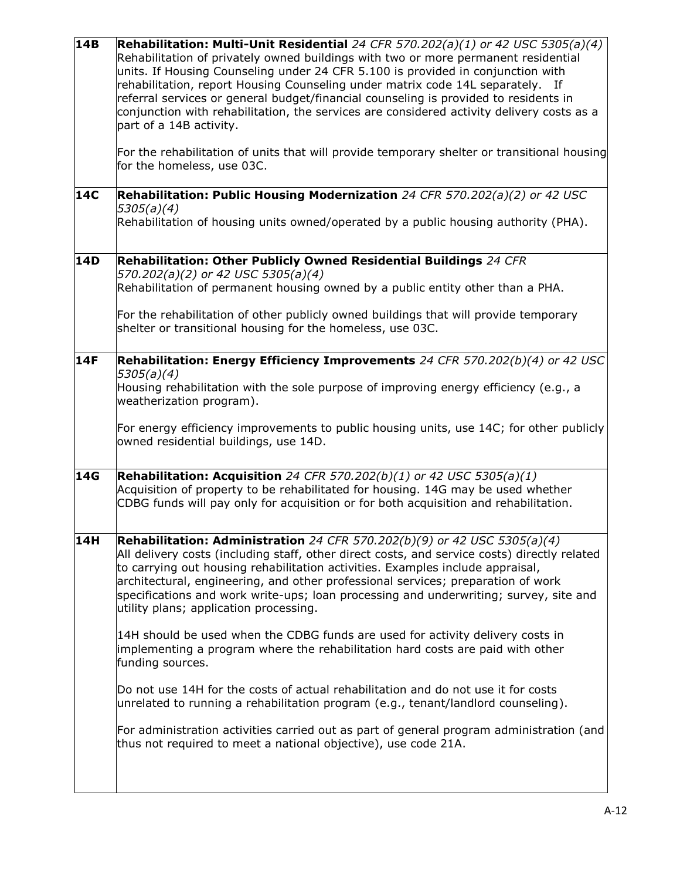| | |
|---|---|
| **14B** | **Rehabilitation: Multi-Unit Residential** *24 CFR 570.202(a)(1) or 42 USC 5305(a)(4)*<br>Rehabilitation of privately owned buildings with two or more permanent residential units. If Housing Counseling under 24 CFR 5.100 is provided in conjunction with rehabilitation, report Housing Counseling under matrix code 14L separately. If referral services or general budget/financial counseling is provided to residents in conjunction with rehabilitation, the services are considered activity delivery costs as a part of a 14B activity.<br><br>For the rehabilitation of units that will provide temporary shelter or transitional housing for the homeless, use 03C. |
| **14C** | **Rehabilitation: Public Housing Modernization** *24 CFR 570.202(a)(2) or 42 USC 5305(a)(4)*<br>Rehabilitation of housing units owned/operated by a public housing authority (PHA). |
| **14D** | **Rehabilitation: Other Publicly Owned Residential Buildings** *24 CFR 570.202(a)(2) or 42 USC 5305(a)(4)*<br>Rehabilitation of permanent housing owned by a public entity other than a PHA.<br><br>For the rehabilitation of other publicly owned buildings that will provide temporary shelter or transitional housing for the homeless, use 03C. |
| **14F** | **Rehabilitation: Energy Efficiency Improvements** *24 CFR 570.202(b)(4) or 42 USC 5305(a)(4)*<br>Housing rehabilitation with the sole purpose of improving energy efficiency (e.g., a weatherization program).<br><br>For energy efficiency improvements to public housing units, use 14C; for other publicly owned residential buildings, use 14D. |
| **14G** | **Rehabilitation: Acquisition** *24 CFR 570.202(b)(1) or 42 USC 5305(a)(1)*<br>Acquisition of property to be rehabilitated for housing. 14G may be used whether CDBG funds will pay only for acquisition or for both acquisition and rehabilitation. |
| **14H** | **Rehabilitation: Administration** *24 CFR 570.202(b)(9) or 42 USC 5305(a)(4)*<br>All delivery costs (including staff, other direct costs, and service costs) directly related to carrying out housing rehabilitation activities. Examples include appraisal, architectural, engineering, and other professional services; preparation of work specifications and work write-ups; loan processing and underwriting; survey, site and utility plans; application processing.<br><br>14H should be used when the CDBG funds are used for activity delivery costs in implementing a program where the rehabilitation hard costs are paid with other funding sources.<br><br>Do not use 14H for the costs of actual rehabilitation and do not use it for costs unrelated to running a rehabilitation program (e.g., tenant/landlord counseling).<br><br>For administration activities carried out as part of general program administration (and thus not required to meet a national objective), use code 21A. |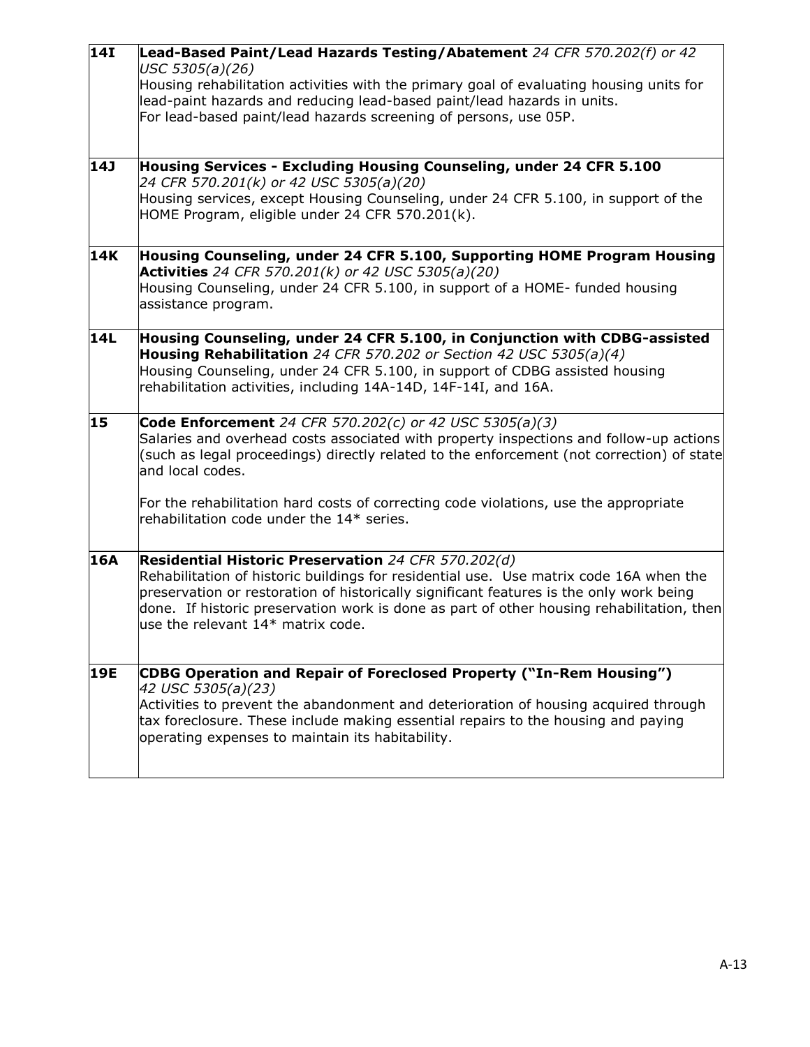| | |
|---|---|
| **14I** | **Lead-Based Paint/Lead Hazards Testing/Abatement** *24 CFR 570.202(f) or 42 USC 5305(a)(26)*<br>Housing rehabilitation activities with the primary goal of evaluating housing units for lead-paint hazards and reducing lead-based paint/lead hazards in units.<br>For lead-based paint/lead hazards screening of persons, use 05P. |
| **14J** | **Housing Services - Excluding Housing Counseling, under 24 CFR 5.100** *24 CFR 570.201(k) or 42 USC 5305(a)(20)*<br>Housing services, except Housing Counseling, under 24 CFR 5.100, in support of the HOME Program, eligible under 24 CFR 570.201(k). |
| **14K** | **Housing Counseling, under 24 CFR 5.100, Supporting HOME Program Housing Activities** *24 CFR 570.201(k) or 42 USC 5305(a)(20)*<br>Housing Counseling, under 24 CFR 5.100, in support of a HOME- funded housing assistance program. |
| **14L** | **Housing Counseling, under 24 CFR 5.100, in Conjunction with CDBG-assisted Housing Rehabilitation** *24 CFR 570.202 or Section 42 USC 5305(a)(4)*<br>Housing Counseling, under 24 CFR 5.100, in support of CDBG assisted housing rehabilitation activities, including 14A-14D, 14F-14I, and 16A. |
| **15** | **Code Enforcement** *24 CFR 570.202(c) or 42 USC 5305(a)(3)*<br>Salaries and overhead costs associated with property inspections and follow-up actions (such as legal proceedings) directly related to the enforcement (not correction) of state and local codes.<br><br>For the rehabilitation hard costs of correcting code violations, use the appropriate rehabilitation code under the 14* series. |
| **16A** | **Residential Historic Preservation** *24 CFR 570.202(d)*<br>Rehabilitation of historic buildings for residential use. Use matrix code 16A when the preservation or restoration of historically significant features is the only work being done. If historic preservation work is done as part of other housing rehabilitation, then use the relevant 14* matrix code. |
| **19E** | **CDBG Operation and Repair of Foreclosed Property ("In-Rem Housing")** *42 USC 5305(a)(23)*<br>Activities to prevent the abandonment and deterioration of housing acquired through tax foreclosure. These include making essential repairs to the housing and paying operating expenses to maintain its habitability. |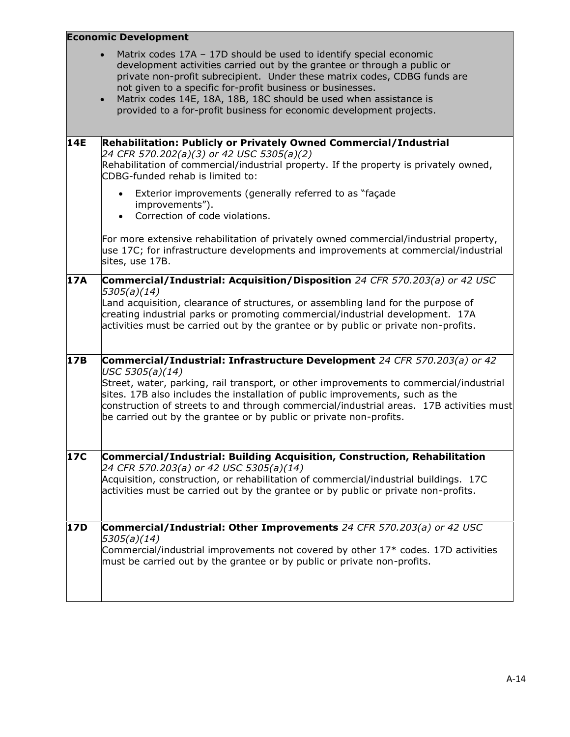| **Economic Development** | |
|---|---|
| | • Matrix codes 17A – 17D should be used to identify special economic development activities carried out by the grantee or through a public or private non-profit subrecipient. Under these matrix codes, CDBG funds are not given to a specific for-profit business or businesses.<br>• Matrix codes 14E, 18A, 18B, 18C should be used when assistance is provided to a for-profit business for economic development projects. |
| **14E** | **Rehabilitation: Publicly or Privately Owned Commercial/Industrial**<br>*24 CFR 570.202(a)(3) or 42 USC 5305(a)(2)*<br>Rehabilitation of commercial/industrial property. If the property is privately owned, CDBG-funded rehab is limited to:<br>• Exterior improvements (generally referred to as "façade improvements").<br>• Correction of code violations.<br><br>For more extensive rehabilitation of privately owned commercial/industrial property, use 17C; for infrastructure developments and improvements at commercial/industrial sites, use 17B. |
| **17A** | **Commercial/Industrial: Acquisition/Disposition** *24 CFR 570.203(a) or 42 USC 5305(a)(14)*<br>Land acquisition, clearance of structures, or assembling land for the purpose of creating industrial parks or promoting commercial/industrial development. 17A activities must be carried out by the grantee or by public or private non-profits. |
| **17B** | **Commercial/Industrial: Infrastructure Development** *24 CFR 570.203(a) or 42 USC 5305(a)(14)*<br>Street, water, parking, rail transport, or other improvements to commercial/industrial sites. 17B also includes the installation of public improvements, such as the construction of streets to and through commercial/industrial areas. 17B activities must be carried out by the grantee or by public or private non-profits. |
| **17C** | **Commercial/Industrial: Building Acquisition, Construction, Rehabilitation**<br>*24 CFR 570.203(a) or 42 USC 5305(a)(14)*<br>Acquisition, construction, or rehabilitation of commercial/industrial buildings. 17C activities must be carried out by the grantee or by public or private non-profits. |
| **17D** | **Commercial/Industrial: Other Improvements** *24 CFR 570.203(a) or 42 USC 5305(a)(14)*<br>Commercial/industrial improvements not covered by other 17* codes. 17D activities must be carried out by the grantee or by public or private non-profits. |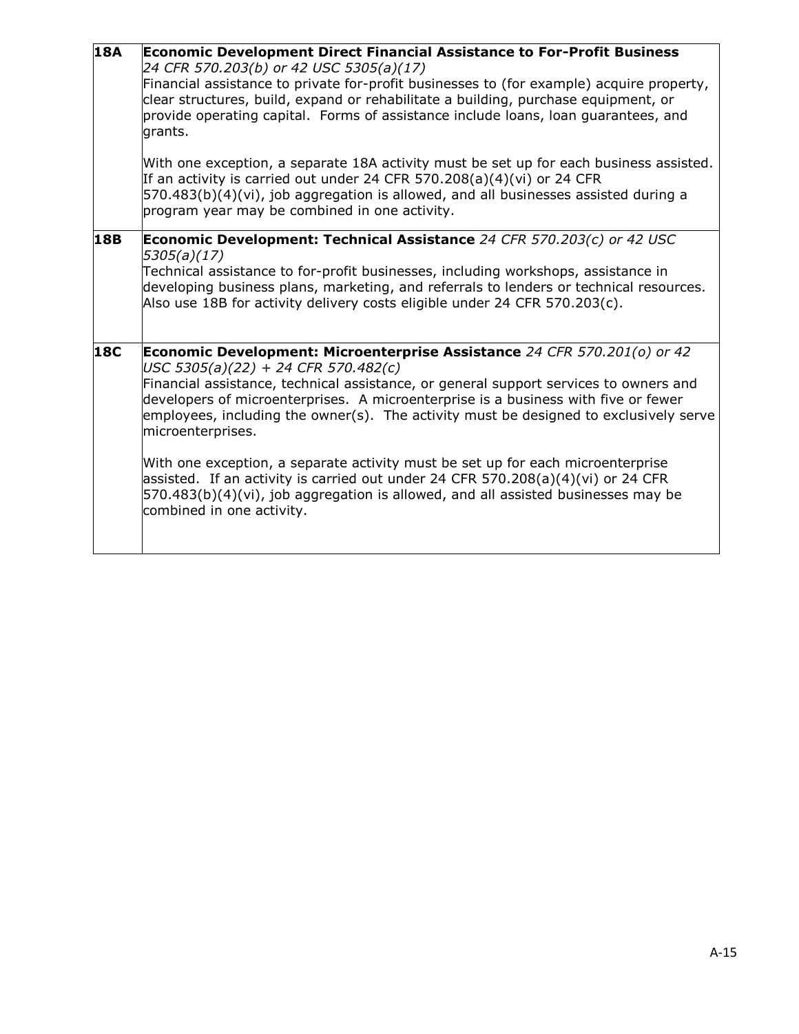| | |
|---|---|
| **18A** | **Economic Development Direct Financial Assistance to For-Profit Business** *24 CFR 570.203(b) or 42 USC 5305(a)(17)*<br>Financial assistance to private for-profit businesses to (for example) acquire property, clear structures, build, expand or rehabilitate a building, purchase equipment, or provide operating capital. Forms of assistance include loans, loan guarantees, and grants.<br><br>With one exception, a separate 18A activity must be set up for each business assisted. If an activity is carried out under 24 CFR 570.208(a)(4)(vi) or 24 CFR 570.483(b)(4)(vi), job aggregation is allowed, and all businesses assisted during a program year may be combined in one activity. |
| **18B** | **Economic Development: Technical Assistance** *24 CFR 570.203(c) or 42 USC 5305(a)(17)*<br>Technical assistance to for-profit businesses, including workshops, assistance in developing business plans, marketing, and referrals to lenders or technical resources. Also use 18B for activity delivery costs eligible under 24 CFR 570.203(c). |
| **18C** | **Economic Development: Microenterprise Assistance** *24 CFR 570.201(o) or 42 USC 5305(a)(22) + 24 CFR 570.482(c)*<br>Financial assistance, technical assistance, or general support services to owners and developers of microenterprises. A microenterprise is a business with five or fewer employees, including the owner(s). The activity must be designed to exclusively serve microenterprises.<br><br>With one exception, a separate activity must be set up for each microenterprise assisted. If an activity is carried out under 24 CFR 570.208(a)(4)(vi) or 24 CFR 570.483(b)(4)(vi), job aggregation is allowed, and all assisted businesses may be combined in one activity. |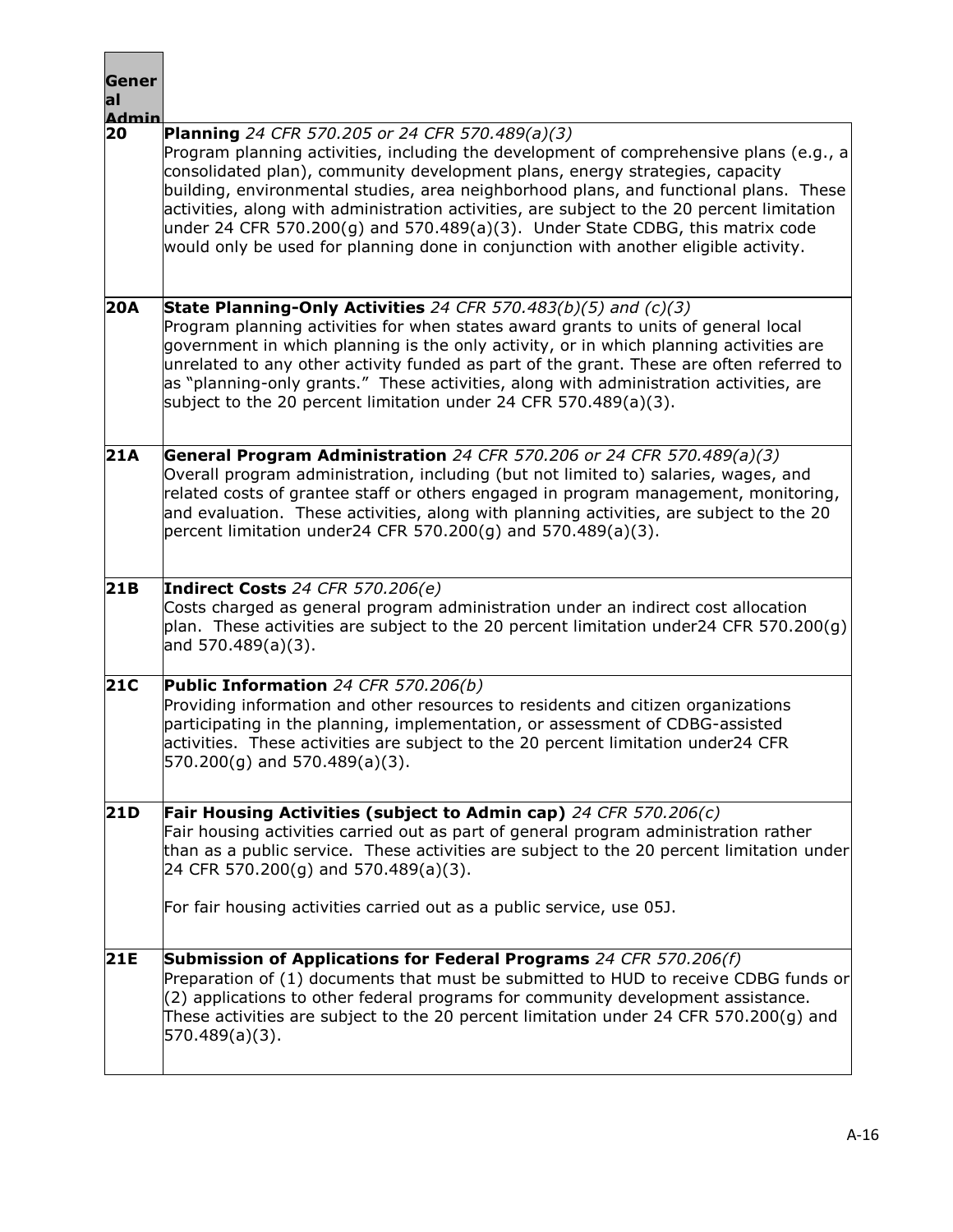| General Admin | |
|---|---|
| **20** | **Planning** *24 CFR 570.205 or 24 CFR 570.489(a)(3)*<br>Program planning activities, including the development of comprehensive plans (e.g., a consolidated plan), community development plans, energy strategies, capacity building, environmental studies, area neighborhood plans, and functional plans. These activities, along with administration activities, are subject to the 20 percent limitation under 24 CFR 570.200(g) and 570.489(a)(3). Under State CDBG, this matrix code would only be used for planning done in conjunction with another eligible activity. |
| **20A** | **State Planning-Only Activities** *24 CFR 570.483(b)(5) and (c)(3)*<br>Program planning activities for when states award grants to units of general local government in which planning is the only activity, or in which planning activities are unrelated to any other activity funded as part of the grant. These are often referred to as "planning-only grants." These activities, along with administration activities, are subject to the 20 percent limitation under 24 CFR 570.489(a)(3). |
| **21A** | **General Program Administration** *24 CFR 570.206 or 24 CFR 570.489(a)(3)*<br>Overall program administration, including (but not limited to) salaries, wages, and related costs of grantee staff or others engaged in program management, monitoring, and evaluation. These activities, along with planning activities, are subject to the 20 percent limitation under24 CFR 570.200(g) and 570.489(a)(3). |
| **21B** | **Indirect Costs** *24 CFR 570.206(e)*<br>Costs charged as general program administration under an indirect cost allocation plan. These activities are subject to the 20 percent limitation under24 CFR 570.200(g) and 570.489(a)(3). |
| **21C** | **Public Information** *24 CFR 570.206(b)*<br>Providing information and other resources to residents and citizen organizations participating in the planning, implementation, or assessment of CDBG-assisted activities. These activities are subject to the 20 percent limitation under24 CFR 570.200(g) and 570.489(a)(3). |
| **21D** | **Fair Housing Activities (subject to Admin cap)** *24 CFR 570.206(c)*<br>Fair housing activities carried out as part of general program administration rather than as a public service. These activities are subject to the 20 percent limitation under 24 CFR 570.200(g) and 570.489(a)(3).<br><br>For fair housing activities carried out as a public service, use 05J. |
| **21E** | **Submission of Applications for Federal Programs** *24 CFR 570.206(f)*<br>Preparation of (1) documents that must be submitted to HUD to receive CDBG funds or (2) applications to other federal programs for community development assistance. These activities are subject to the 20 percent limitation under 24 CFR 570.200(g) and 570.489(a)(3). |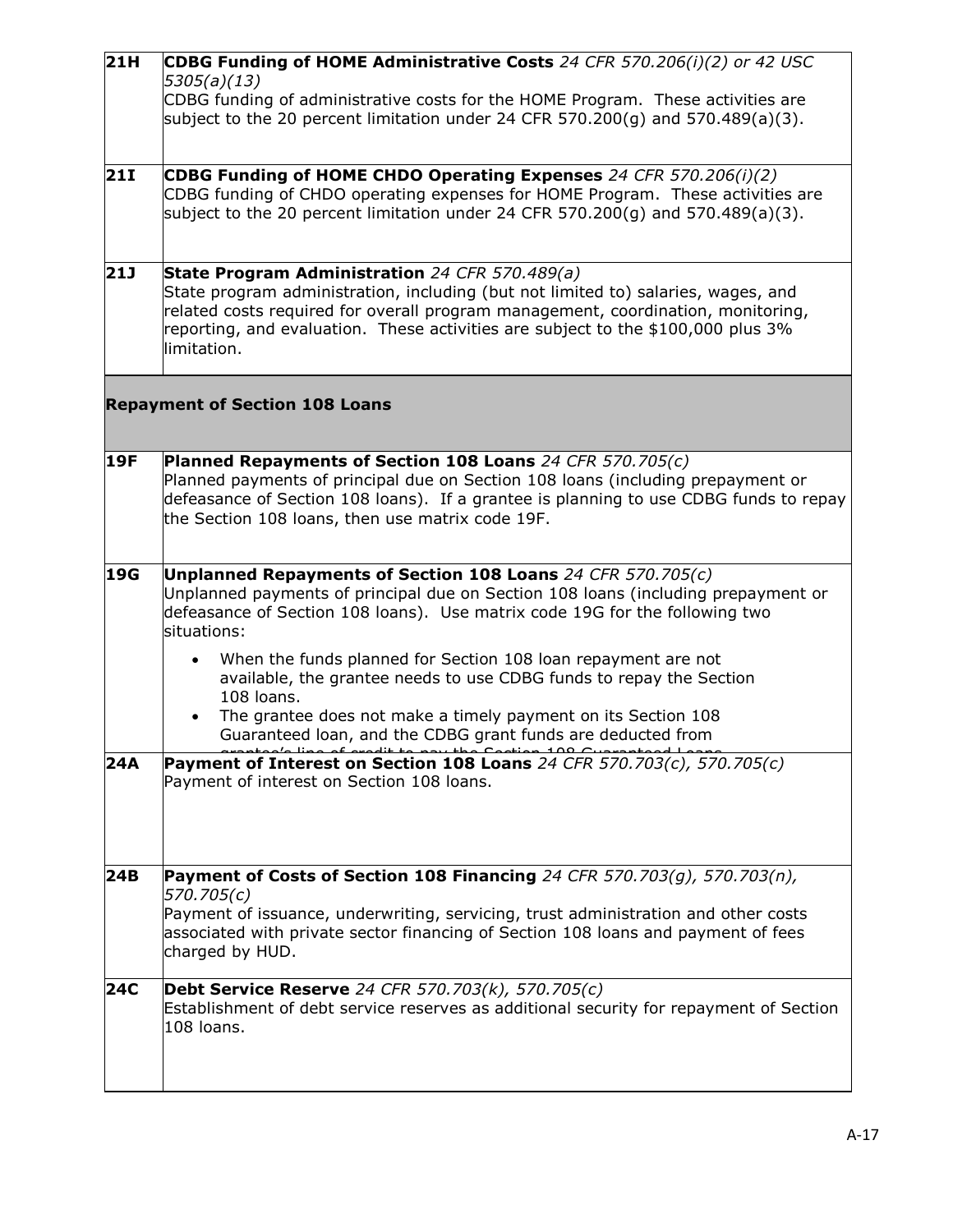| | |
|---|---|
| **21H** | **CDBG Funding of HOME Administrative Costs** *24 CFR 570.206(i)(2) or 42 USC 5305(a)(13)*<br>CDBG funding of administrative costs for the HOME Program. These activities are subject to the 20 percent limitation under 24 CFR 570.200(g) and 570.489(a)(3). |
| **21I** | **CDBG Funding of HOME CHDO Operating Expenses** *24 CFR 570.206(i)(2)*<br>CDBG funding of CHDO operating expenses for HOME Program. These activities are subject to the 20 percent limitation under 24 CFR 570.200(g) and 570.489(a)(3). |
| **21J** | **State Program Administration** *24 CFR 570.489(a)*<br>State program administration, including (but not limited to) salaries, wages, and related costs required for overall program management, coordination, monitoring, reporting, and evaluation. These activities are subject to the $100,000 plus 3% limitation. |
| **Repayment of Section 108 Loans** | |
| **19F** | **Planned Repayments of Section 108 Loans** *24 CFR 570.705(c)*<br>Planned payments of principal due on Section 108 loans (including prepayment or defeasance of Section 108 loans). If a grantee is planning to use CDBG funds to repay the Section 108 loans, then use matrix code 19F. |
| **19G** | **Unplanned Repayments of Section 108 Loans** *24 CFR 570.705(c)*<br>Unplanned payments of principal due on Section 108 loans (including prepayment or defeasance of Section 108 loans). Use matrix code 19G for the following two situations:<br>• When the funds planned for Section 108 loan repayment are not available, the grantee needs to use CDBG funds to repay the Section 108 loans.<br>• The grantee does not make a timely payment on its Section 108 Guaranteed loan, and the CDBG grant funds are deducted from grantee's line of credit to pay the Section 108 Guaranteed Loans. |
| **24A** | **Payment of Interest on Section 108 Loans** *24 CFR 570.703(c), 570.705(c)*<br>Payment of interest on Section 108 loans. |
| **24B** | **Payment of Costs of Section 108 Financing** *24 CFR 570.703(g), 570.703(n), 570.705(c)*<br>Payment of issuance, underwriting, servicing, trust administration and other costs associated with private sector financing of Section 108 loans and payment of fees charged by HUD. |
| **24C** | **Debt Service Reserve** *24 CFR 570.703(k), 570.705(c)*<br>Establishment of debt service reserves as additional security for repayment of Section 108 loans. |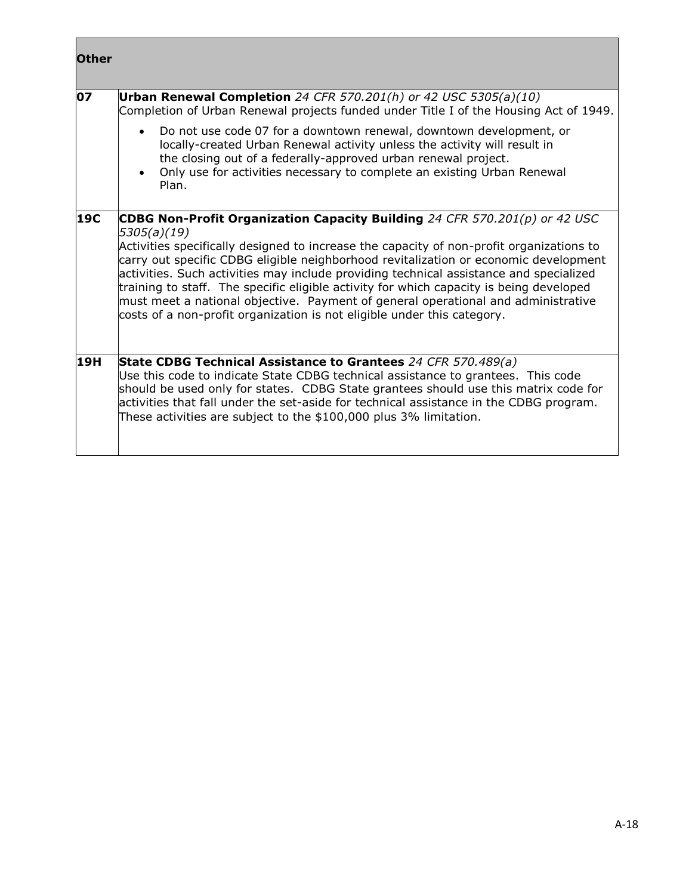| **Other** | |
|---|---|
| **07** | **Urban Renewal Completion** *24 CFR 570.201(h) or 42 USC 5305(a)(10)*<br>Completion of Urban Renewal projects funded under Title I of the Housing Act of 1949.<br>• Do not use code 07 for a downtown renewal, downtown development, or locally-created Urban Renewal activity unless the activity will result in the closing out of a federally-approved urban renewal project.<br>• Only use for activities necessary to complete an existing Urban Renewal Plan. |
| **19C** | **CDBG Non-Profit Organization Capacity Building** *24 CFR 570.201(p) or 42 USC 5305(a)(19)*<br>Activities specifically designed to increase the capacity of non-profit organizations to carry out specific CDBG eligible neighborhood revitalization or economic development activities. Such activities may include providing technical assistance and specialized training to staff. The specific eligible activity for which capacity is being developed must meet a national objective. Payment of general operational and administrative costs of a non-profit organization is not eligible under this category. |
| **19H** | **State CDBG Technical Assistance to Grantees** *24 CFR 570.489(a)*<br>Use this code to indicate State CDBG technical assistance to grantees. This code should be used only for states. CDBG State grantees should use this matrix code for activities that fall under the set-aside for technical assistance in the CDBG program. These activities are subject to the $100,000 plus 3% limitation. |